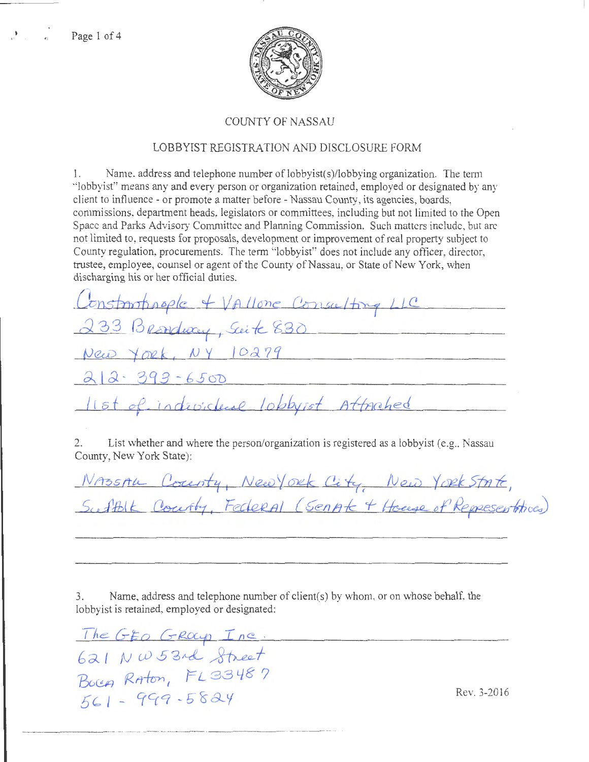# COUNTY OF NASSAU

## LOBBYIST REGISTRATION AND DISCLOSURE FORM

1. Name, address and telephone number of lobbyist(s)/lobbying organization. The term "lobbyist" means any and every person or organization retained, employed or designated by any client to influence - or promote a matter before - Nassau County, its agencies, boards, commissions, department heads, legislators or committees, including but not limited to the Open Space and Parks Advisory Committee and Planning Commission. Such matters include, but are not limited to, requests for proposals, development or improvement of real property subject to County regulation, procurements. The term "lobbyist" does not include any officer, director, trustee, employee, counsel or agent of the County of Nassau, or State of New York, when discharging his or her official duties.

Constantinople + Vallone Consulting LLC
233 Broadway, Suite 830
New York, NY 10279
212-393-6500
list of individual lobbyist Attached

2. List whether and where the person/organization is registered as a lobbyist (e.g., Nassau County, New York State):

Nassau County, New York City, New York State, Suffolk County, Federal (Senate + House of Representatives)

3. Name, address and telephone number of client(s) by whom, or on whose behalf, the lobbyist is retained, employed or designated:

The GEO Group Inc.
621 NW 53rd Street
Boca Raton, FL 33487
561-999-5824

Rev. 3-2016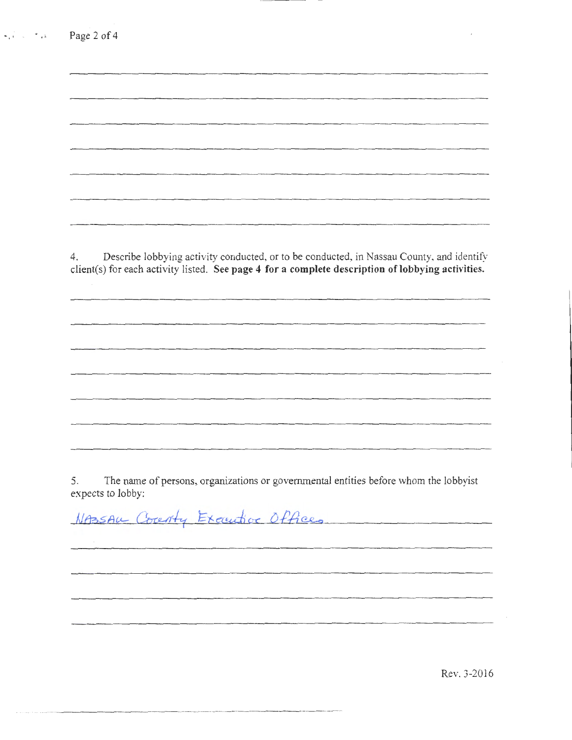4. Describe lobbying activity conducted, or to be conducted, in Nassau County, and identify client(s) for each activity listed. **See page 4 for a complete description of lobbying activities.**

5. The name of persons, organizations or governmental entities before whom the lobbyist expects to lobby:

NASSAU County Executive Offices

Rev. 3-2016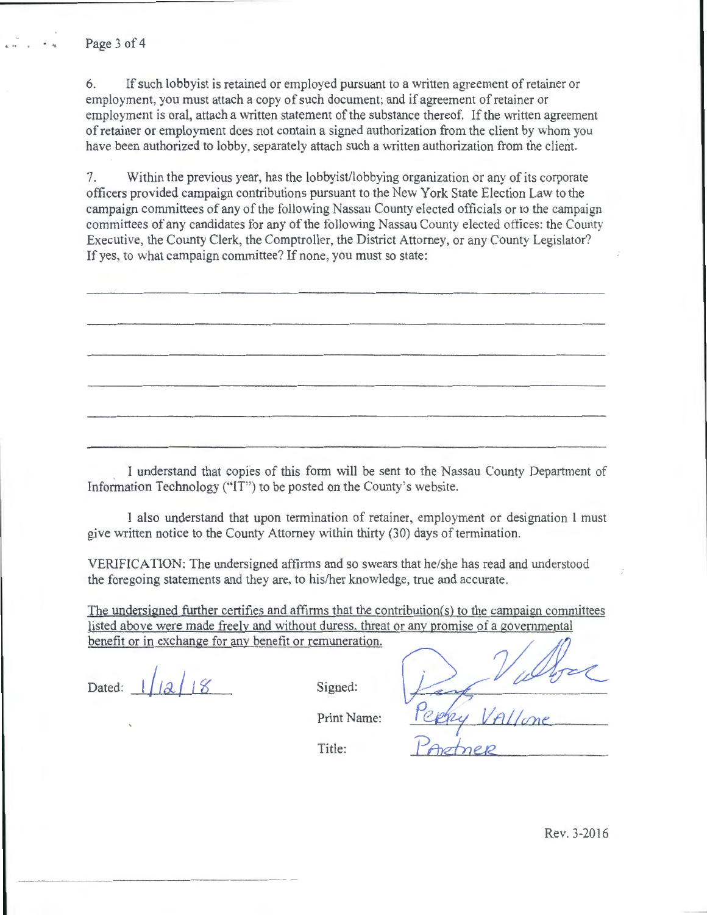6. If such lobbyist is retained or employed pursuant to a written agreement of retainer or employment, you must attach a copy of such document; and if agreement of retainer or employment is oral, attach a written statement of the substance thereof. If the written agreement of retainer or employment does not contain a signed authorization from the client by whom you have been authorized to lobby, separately attach such a written authorization from the client.

7. Within the previous year, has the lobbyist/lobbying organization or any of its corporate officers provided campaign contributions pursuant to the New York State Election Law to the campaign committees of any of the following Nassau County elected officials or to the campaign committees of any candidates for any of the following Nassau County elected offices: the County Executive, the County Clerk, the Comptroller, the District Attorney, or any County Legislator? If yes, to what campaign committee? If none, you must so state:

______________________________________________________________________

______________________________________________________________________

______________________________________________________________________

______________________________________________________________________

______________________________________________________________________

______________________________________________________________________

I understand that copies of this form will be sent to the Nassau County Department of Information Technology ("IT") to be posted on the County's website.

I also understand that upon termination of retainer, employment or designation I must give written notice to the County Attorney within thirty (30) days of termination.

VERIFICATION: The undersigned affirms and so swears that he/she has read and understood the foregoing statements and they are, to his/her knowledge, true and accurate.

<u>The undersigned further certifies and affirms that the contribution(s) to the campaign committees listed above were made freely and without duress, threat or any promise of a governmental benefit or in exchange for any benefit or remuneration.</u>

Dated: 1/12/18

Signed: [signature]

Print Name: Perry Vallone

Title: Partner

Rev. 3-2016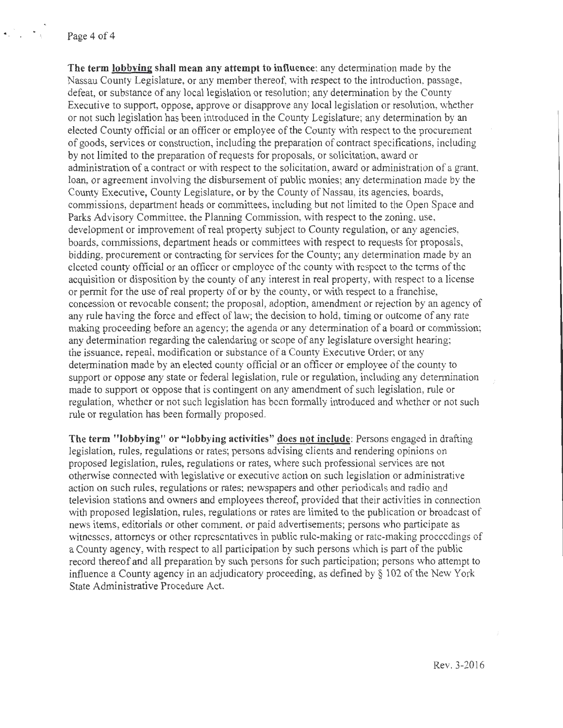**The term <u>lobbying</u> shall mean any attempt to influence**: any determination made by the Nassau County Legislature, or any member thereof, with respect to the introduction, passage, defeat, or substance of any local legislation or resolution; any determination by the County Executive to support, oppose, approve or disapprove any local legislation or resolution, whether or not such legislation has been introduced in the County Legislature; any determination by an elected County official or an officer or employee of the County with respect to the procurement of goods, services or construction, including the preparation of contract specifications, including by not limited to the preparation of requests for proposals, or solicitation, award or administration of a contract or with respect to the solicitation, award or administration of a grant, loan, or agreement involving the disbursement of public monies; any determination made by the County Executive, County Legislature, or by the County of Nassau, its agencies, boards, commissions, department heads or committees, including but not limited to the Open Space and Parks Advisory Committee, the Planning Commission, with respect to the zoning, use, development or improvement of real property subject to County regulation, or any agencies, boards, commissions, department heads or committees with respect to requests for proposals, bidding, procurement or contracting for services for the County; any determination made by an elected county official or an officer or employee of the county with respect to the terms of the acquisition or disposition by the county of any interest in real property, with respect to a license or permit for the use of real property of or by the county, or with respect to a franchise, concession or revocable consent; the proposal, adoption, amendment or rejection by an agency of any rule having the force and effect of law; the decision to hold, timing or outcome of any rate making proceeding before an agency; the agenda or any determination of a board or commission; any determination regarding the calendaring or scope of any legislature oversight hearing; the issuance, repeal, modification or substance of a County Executive Order; or any determination made by an elected county official or an officer or employee of the county to support or oppose any state or federal legislation, rule or regulation, including any determination made to support or oppose that is contingent on any amendment of such legislation, rule or regulation, whether or not such legislation has been formally introduced and whether or not such rule or regulation has been formally proposed.

**The term "lobbying" or "lobbying activities" <u>does not include</u>**: Persons engaged in drafting legislation, rules, regulations or rates; persons advising clients and rendering opinions on proposed legislation, rules, regulations or rates, where such professional services are not otherwise connected with legislative or executive action on such legislation or administrative action on such rules, regulations or rates; newspapers and other periodicals and radio and television stations and owners and employees thereof, provided that their activities in connection with proposed legislation, rules, regulations or rates are limited to the publication or broadcast of news items, editorials or other comment, or paid advertisements; persons who participate as witnesses, attorneys or other representatives in public rule-making or rate-making proceedings of a County agency, with respect to all participation by such persons which is part of the public record thereof and all preparation by such persons for such participation; persons who attempt to influence a County agency in an adjudicatory proceeding, as defined by § 102 of the New York State Administrative Procedure Act.

Rev. 3-2016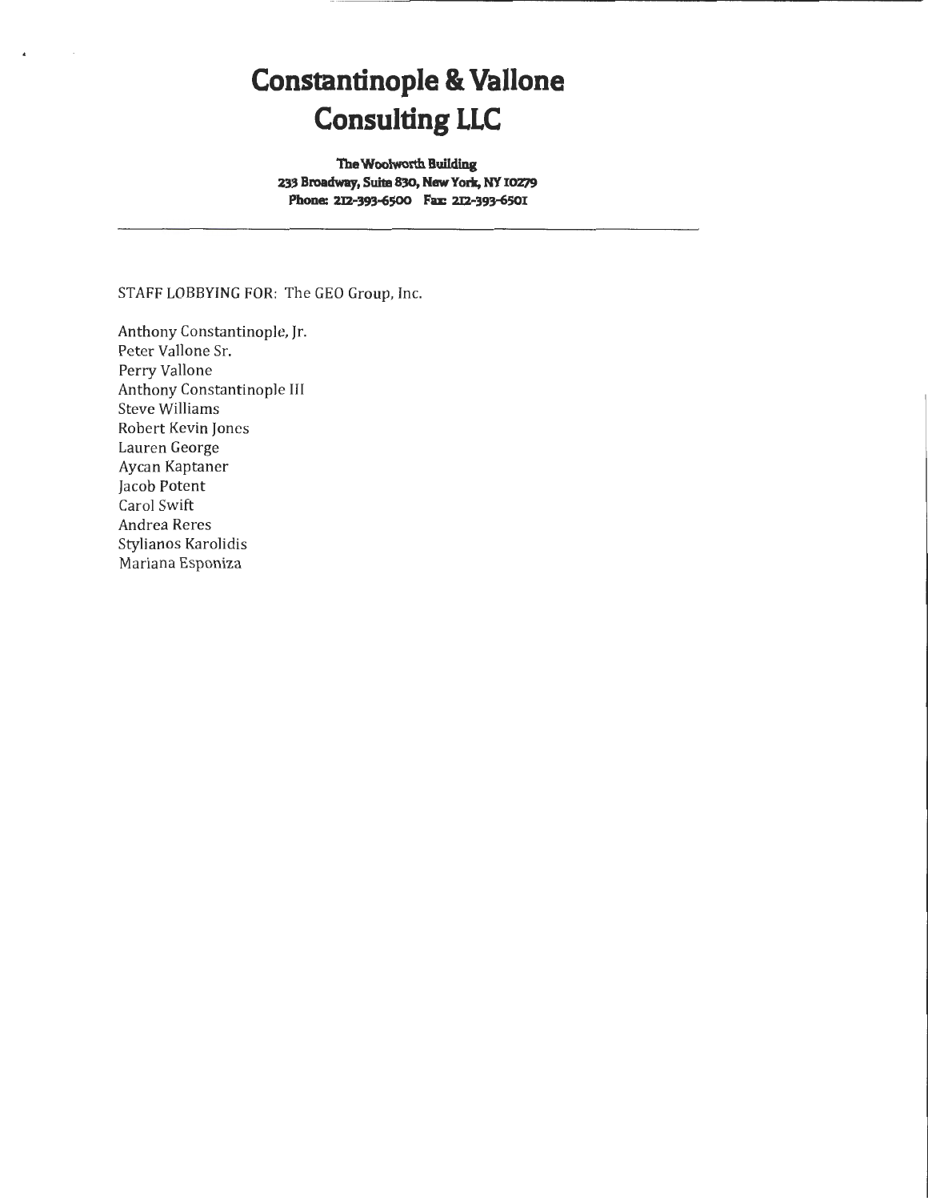# Constantinople & Vallone Consulting LLC

**The Woolworth Building**
**233 Broadway, Suite 830, New York, NY 10279**
**Phone: 212-393-6500 Fax: 212-393-6501**

---

STAFF LOBBYING FOR: The GEO Group, Inc.

Anthony Constantinople, Jr.
Peter Vallone Sr.
Perry Vallone
Anthony Constantinople III
Steve Williams
Robert Kevin Jones
Lauren George
Aycan Kaptaner
Jacob Potent
Carol Swift
Andrea Reres
Stylianos Karolidis
Mariana Esponiza